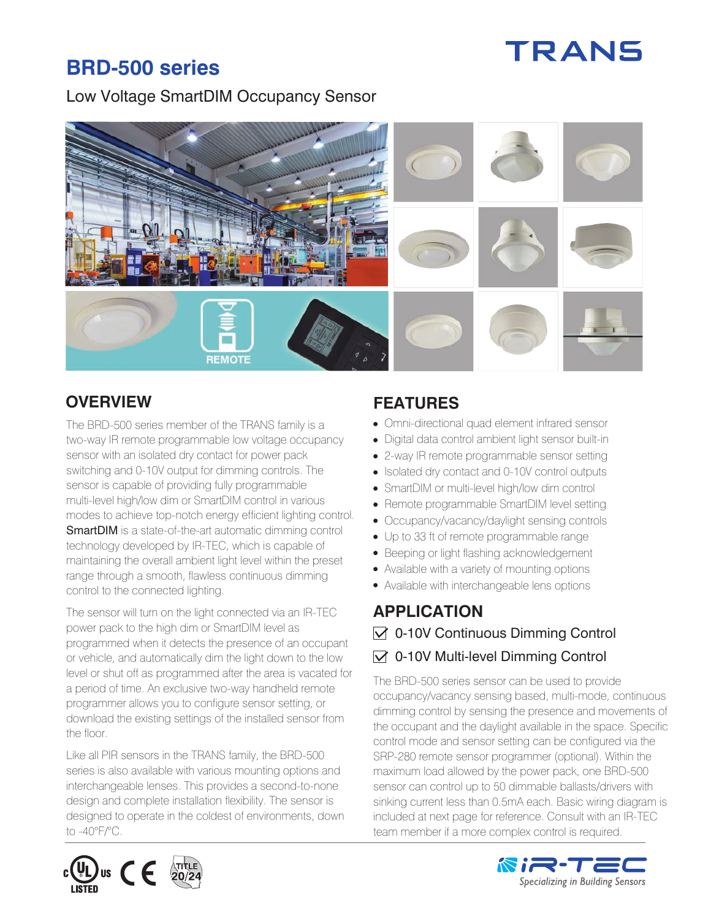# BRD-500 series

Low Voltage SmartDIM Occupancy Sensor

REMOTE

## OVERVIEW

The BRD-500 series member of the TRANS family is a two-way IR remote programmable low voltage occupancy sensor with an isolated dry contact for power pack switching and 0-10V output for dimming controls. The sensor is capable of providing fully programmable multi-level high/low dim or SmartDIM control in various modes to achieve top-notch energy efficient lighting control. SmartDIM is a state-of-the-art automatic dimming control technology developed by IR-TEC, which is capable of maintaining the overall ambient light level within the preset range through a smooth, flawless continuous dimming control to the connected lighting.

The sensor will turn on the light connected via an IR-TEC power pack to the high dim or SmartDIM level as programmed when it detects the presence of an occupant or vehicle, and automatically dim the light down to the low level or shut off as programmed after the area is vacated for a period of time. An exclusive two-way handheld remote programmer allows you to configure sensor setting, or download the existing settings of the installed sensor from the floor.

Like all PIR sensors in the TRANS family, the BRD-500 series is also available with various mounting options and interchangeable lenses. This provides a second-to-none design and complete installation flexibility. The sensor is designed to operate in the coldest of environments, down to -40°F/°C.

## FEATURES

- Omni-directional quad element infrared sensor
- Digital data control ambient light sensor built-in
- 2-way IR remote programmable sensor setting
- Isolated dry contact and 0-10V control outputs
- SmartDIM or multi-level high/low dim control
- Remote programmable SmartDIM level setting
- Occupancy/vacancy/daylight sensing controls
- Up to 33 ft of remote programmable range
- Beeping or light flashing acknowledgement
- Available with a variety of mounting options
- Available with interchangeable lens options

## APPLICATION

☑ 0-10V Continuous Dimming Control

☑ 0-10V Multi-level Dimming Control

The BRD-500 series sensor can be used to provide occupancy/vacancy sensing based, multi-mode, continuous dimming control by sensing the presence and movements of the occupant and the daylight available in the space. Specific control mode and sensor setting can be configured via the SRP-280 remote sensor programmer (optional). Within the maximum load allowed by the power pack, one BRD-500 sensor can control up to 50 dimmable ballasts/drivers with sinking current less than 0.5mA each. Basic wiring diagram is included at next page for reference. Consult with an IR-TEC team member if a more complex control is required.

c UL us LISTED CE TITLE 20/24

IR-TEC Specializing in Building Sensors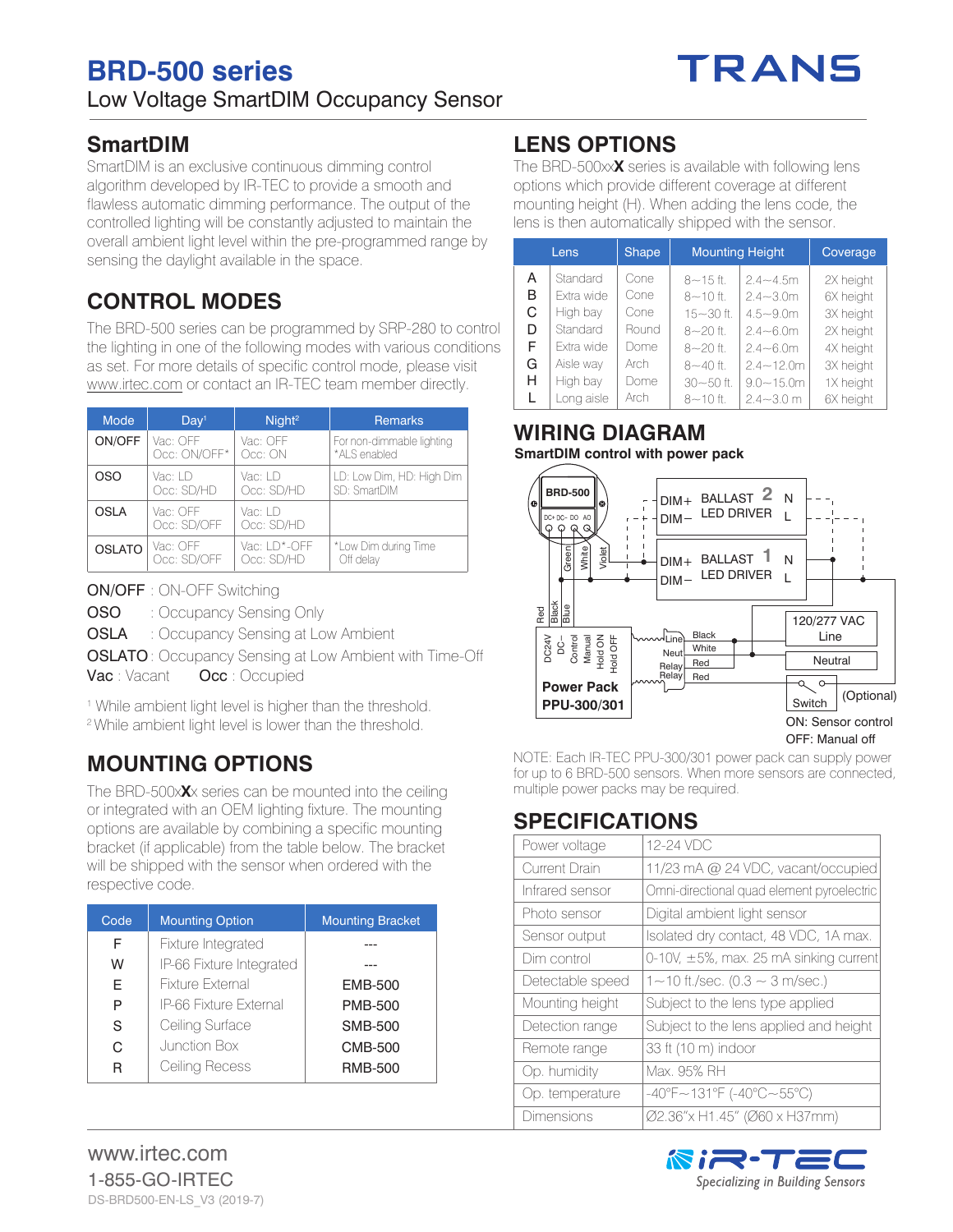# BRD-500 series

Low Voltage SmartDIM Occupancy Sensor

TRANS

## SmartDIM

SmartDIM is an exclusive continuous dimming control algorithm developed by IR-TEC to provide a smooth and flawless automatic dimming performance. The output of the controlled lighting will be constantly adjusted to maintain the overall ambient light level within the pre-programmed range by sensing the daylight available in the space.

## CONTROL MODES

The BRD-500 series can be programmed by SRP-280 to control the lighting in one of the following modes with various conditions as set. For more details of specific control mode, please visit www.irtec.com or contact an IR-TEC team member directly.

| Mode | Day[1] | Night[2] | Remarks |
|---|---|---|---|
| ON/OFF | Vac: OFF<br>Occ: ON/OFF* | Vac: OFF<br>Occ: ON | For non-dimmable lighting<br>*ALS enabled |
| OSO | Vac: LD<br>Occ: SD/HD | Vac: LD<br>Occ: SD/HD | LD: Low Dim, HD: High Dim<br>SD: SmartDIM |
| OSLA | Vac: OFF<br>Occ: SD/OFF | Vac: LD<br>Occ: SD/HD | |
| OSLATO | Vac: OFF<br>Occ: SD/OFF | Vac: LD*-OFF<br>Occ: SD/HD | *Low Dim during Time Off delay |

**ON/OFF** : ON-OFF Switching
**OSO** : Occupancy Sensing Only
**OSLA** : Occupancy Sensing at Low Ambient
**OSLATO** : Occupancy Sensing at Low Ambient with Time-Off
**Vac** : Vacant **Occ** : Occupied

[1] While ambient light level is higher than the threshold.
[2] While ambient light level is lower than the threshold.

## MOUNTING OPTIONS

The BRD-500x**X**x series can be mounted into the ceiling or integrated with an OEM lighting fixture. The mounting options are available by combining a specific mounting bracket (if applicable) from the table below. The bracket will be shipped with the sensor when ordered with the respective code.

| Code | Mounting Option | Mounting Bracket |
|---|---|---|
| F | Fixture Integrated | --- |
| W | IP-66 Fixture Integrated | --- |
| E | Fixture External | EMB-500 |
| P | IP-66 Fixture External | PMB-500 |
| S | Ceiling Surface | SMB-500 |
| C | Junction Box | CMB-500 |
| R | Ceiling Recess | RMB-500 |

## LENS OPTIONS

The BRD-500xx**X** series is available with following lens options which provide different coverage at different mounting height (H). When adding the lens code, the lens is then automatically shipped with the sensor.

| Lens | | Shape | Mounting Height | | Coverage |
|---|---|---|---|---|---|
| A | Standard | Cone | 8~15 ft. | 2.4~4.5m | 2X height |
| B | Extra wide | Cone | 8~10 ft. | 2.4~3.0m | 6X height |
| C | High bay | Cone | 15~30 ft. | 4.5~9.0m | 3X height |
| D | Standard | Round | 8~20 ft. | 2.4~6.0m | 2X height |
| F | Extra wide | Dome | 8~20 ft. | 2.4~6.0m | 4X height |
| G | Aisle way | Arch | 8~40 ft. | 2.4~12.0m | 3X height |
| H | High bay | Dome | 30~50 ft. | 9.0~15.0m | 1X height |
| L | Long aisle | Arch | 8~10 ft. | 2.4~3.0 m | 6X height |

## WIRING DIAGRAM

**SmartDIM control with power pack**

BRD-500
DC+ DC- DO AO
Red Black Blue Green White Violet
DIM+ DIM− BALLAST 2 LED DRIVER N L
DIM+ DIM− BALLAST 1 LED DRIVER N L
DC24V DC− Control Manual Hold ON Hold OFF
Line Neut Relay Relay
Black White Red Red
Power Pack PPU-300/301
120/277 VAC Line
Neutral
Switch (Optional)
ON: Sensor control
OFF: Manual off

NOTE: Each IR-TEC PPU-300/301 power pack can supply power for up to 6 BRD-500 sensors. When more sensors are connected, multiple power packs may be required.

## SPECIFICATIONS

| | |
|---|---|
| Power voltage | 12-24 VDC |
| Current Drain | 11/23 mA @ 24 VDC, vacant/occupied |
| Infrared sensor | Omni-directional quad element pyroelectric |
| Photo sensor | Digital ambient light sensor |
| Sensor output | Isolated dry contact, 48 VDC, 1A max. |
| Dim control | 0-10V, ±5%, max. 25 mA sinking current |
| Detectable speed | 1~10 ft./sec. (0.3 ~ 3 m/sec.) |
| Mounting height | Subject to the lens type applied |
| Detection range | Subject to the lens applied and height |
| Remote range | 33 ft (10 m) indoor |
| Op. humidity | Max. 95% RH |
| Op. temperature | -40°F~131°F (-40°C~55°C) |
| Dimensions | Ø2.36"x H1.45" (Ø60 x H37mm) |

www.irtec.com
1-855-GO-IRTEC
DS-BRD500-EN-LS_V3 (2019-7)

iR-TEC Specializing in Building Sensors